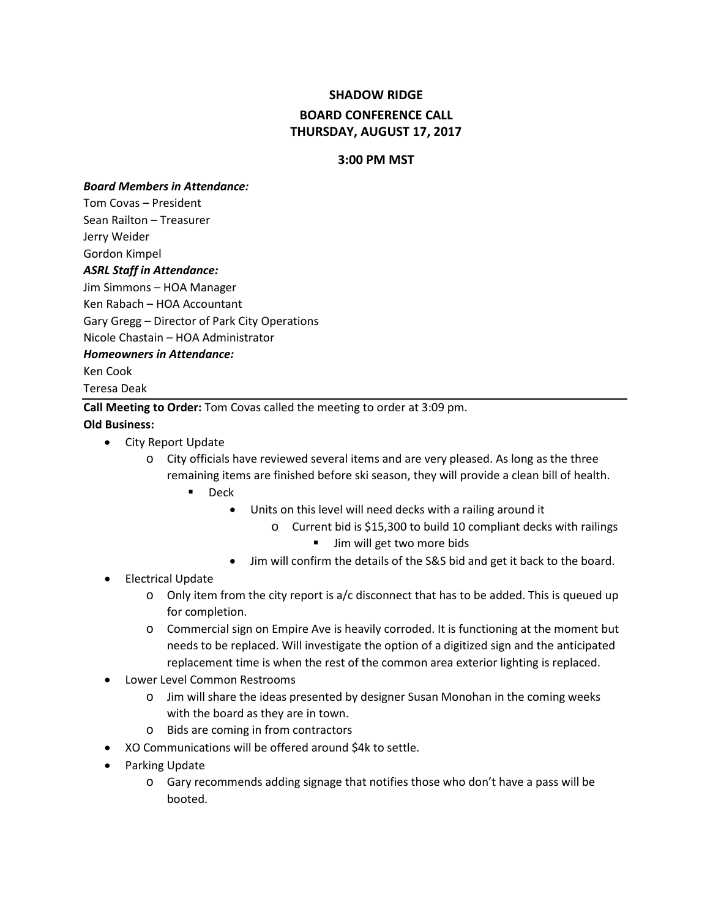# SHADOW RIDGE

## BOARD CONFERENCE CALL
## THURSDAY, AUGUST 17, 2017

### 3:00 PM MST

***Board Members in Attendance:***
Tom Covas – President
Sean Railton – Treasurer
Jerry Weider
Gordon Kimpel

***ASRL Staff in Attendance:***
Jim Simmons – HOA Manager
Ken Rabach – HOA Accountant
Gary Gregg – Director of Park City Operations
Nicole Chastain – HOA Administrator

***Homeowners in Attendance:***
Ken Cook
Teresa Deak

---

**Call Meeting to Order:** Tom Covas called the meeting to order at 3:09 pm.

**Old Business:**

- City Report Update
  - City officials have reviewed several items and are very pleased. As long as the three remaining items are finished before ski season, they will provide a clean bill of health.
    - Deck
      - Units on this level will need decks with a railing around it
        - Current bid is $15,300 to build 10 compliant decks with railings
          - Jim will get two more bids
      - Jim will confirm the details of the S&S bid and get it back to the board.
- Electrical Update
  - Only item from the city report is a/c disconnect that has to be added. This is queued up for completion.
  - Commercial sign on Empire Ave is heavily corroded. It is functioning at the moment but needs to be replaced. Will investigate the option of a digitized sign and the anticipated replacement time is when the rest of the common area exterior lighting is replaced.
- Lower Level Common Restrooms
  - Jim will share the ideas presented by designer Susan Monohan in the coming weeks with the board as they are in town.
  - Bids are coming in from contractors
- XO Communications will be offered around $4k to settle.
- Parking Update
  - Gary recommends adding signage that notifies those who don't have a pass will be booted.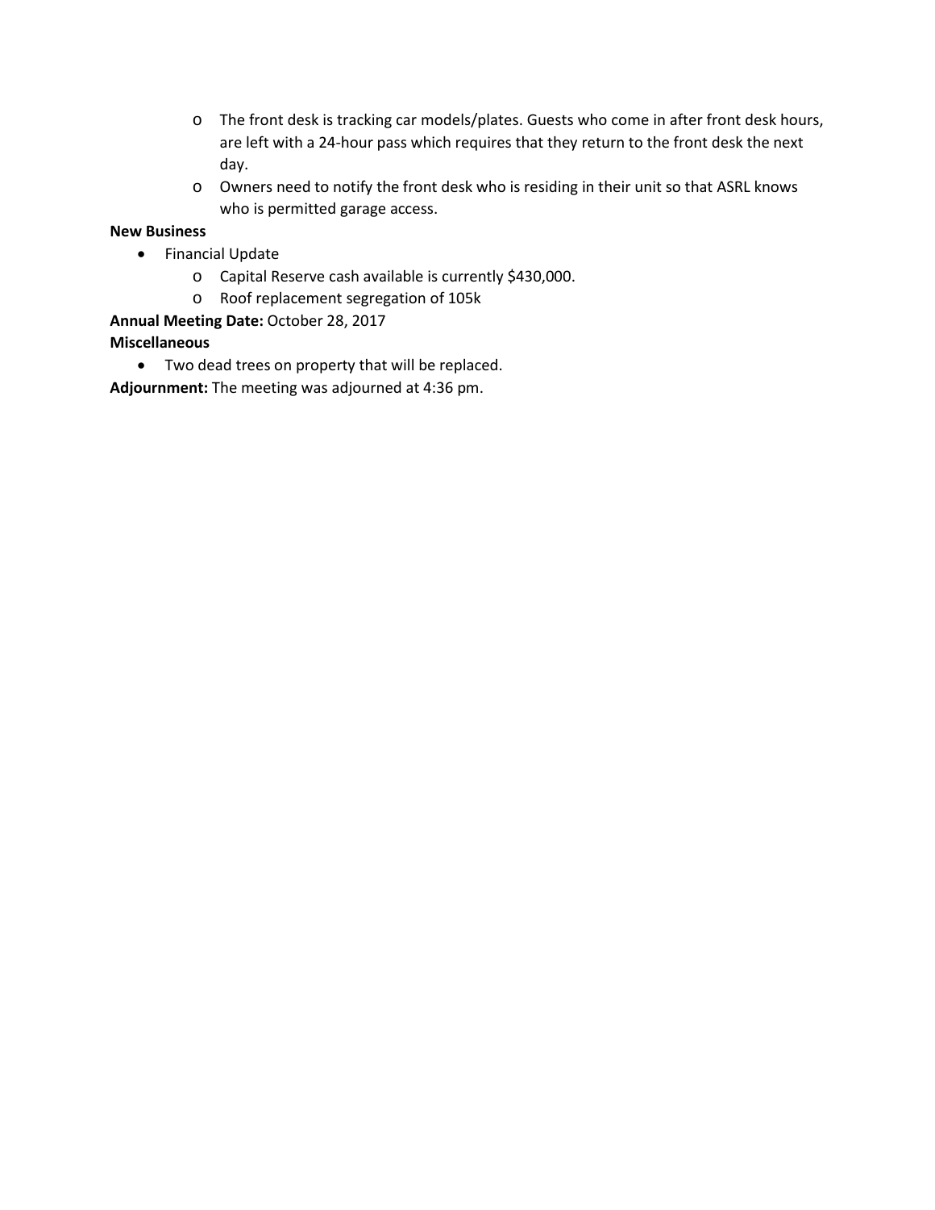- The front desk is tracking car models/plates. Guests who come in after front desk hours, are left with a 24-hour pass which requires that they return to the front desk the next day.
  - Owners need to notify the front desk who is residing in their unit so that ASRL knows who is permitted garage access.

**New Business**

- Financial Update
  - Capital Reserve cash available is currently $430,000.
  - Roof replacement segregation of 105k

**Annual Meeting Date:** October 28, 2017

**Miscellaneous**

- Two dead trees on property that will be replaced.

**Adjournment:** The meeting was adjourned at 4:36 pm.